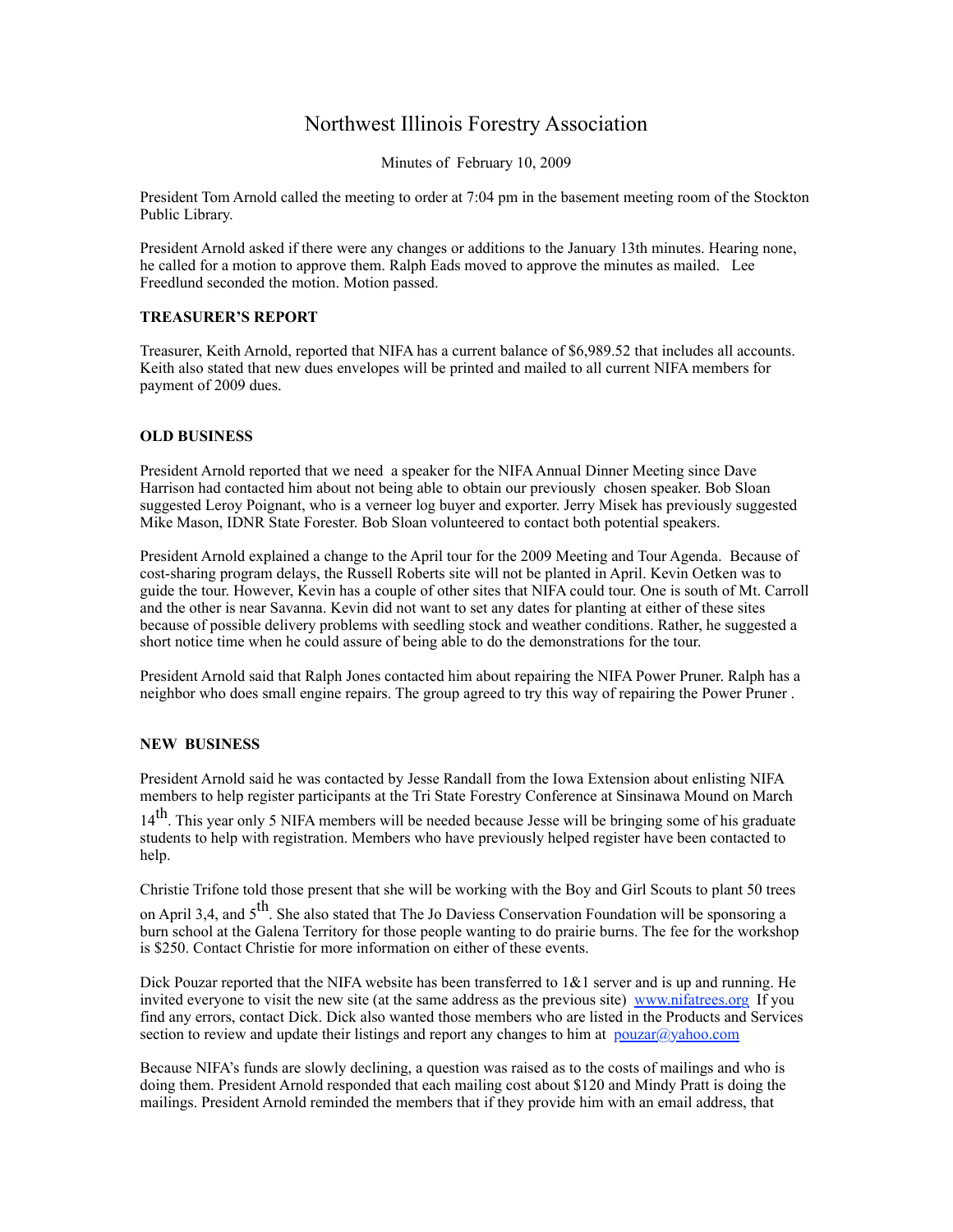# Northwest Illinois Forestry Association

Minutes of February 10, 2009

President Tom Arnold called the meeting to order at 7:04 pm in the basement meeting room of the Stockton Public Library.

President Arnold asked if there were any changes or additions to the January 13th minutes. Hearing none, he called for a motion to approve them. Ralph Eads moved to approve the minutes as mailed. Lee Freedlund seconded the motion. Motion passed.

**TREASURER'S REPORT**

Treasurer, Keith Arnold, reported that NIFA has a current balance of $6,989.52 that includes all accounts. Keith also stated that new dues envelopes will be printed and mailed to all current NIFA members for payment of 2009 dues.

**OLD BUSINESS**

President Arnold reported that we need a speaker for the NIFA Annual Dinner Meeting since Dave Harrison had contacted him about not being able to obtain our previously chosen speaker. Bob Sloan suggested Leroy Poignant, who is a verneer log buyer and exporter. Jerry Misek has previously suggested Mike Mason, IDNR State Forester. Bob Sloan volunteered to contact both potential speakers.

President Arnold explained a change to the April tour for the 2009 Meeting and Tour Agenda. Because of cost-sharing program delays, the Russell Roberts site will not be planted in April. Kevin Oetken was to guide the tour. However, Kevin has a couple of other sites that NIFA could tour. One is south of Mt. Carroll and the other is near Savanna. Kevin did not want to set any dates for planting at either of these sites because of possible delivery problems with seedling stock and weather conditions. Rather, he suggested a short notice time when he could assure of being able to do the demonstrations for the tour.

President Arnold said that Ralph Jones contacted him about repairing the NIFA Power Pruner. Ralph has a neighbor who does small engine repairs. The group agreed to try this way of repairing the Power Pruner .

**NEW BUSINESS**

President Arnold said he was contacted by Jesse Randall from the Iowa Extension about enlisting NIFA members to help register participants at the Tri State Forestry Conference at Sinsinawa Mound on March 14th. This year only 5 NIFA members will be needed because Jesse will be bringing some of his graduate students to help with registration. Members who have previously helped register have been contacted to help.

Christie Trifone told those present that she will be working with the Boy and Girl Scouts to plant 50 trees on April 3,4, and 5th. She also stated that The Jo Daviess Conservation Foundation will be sponsoring a burn school at the Galena Territory for those people wanting to do prairie burns. The fee for the workshop is $250. Contact Christie for more information on either of these events.

Dick Pouzar reported that the NIFA website has been transferred to 1&1 server and is up and running. He invited everyone to visit the new site (at the same address as the previous site) www.nifatrees.org If you find any errors, contact Dick. Dick also wanted those members who are listed in the Products and Services section to review and update their listings and report any changes to him at pouzar@yahoo.com

Because NIFA's funds are slowly declining, a question was raised as to the costs of mailings and who is doing them. President Arnold responded that each mailing cost about $120 and Mindy Pratt is doing the mailings. President Arnold reminded the members that if they provide him with an email address, that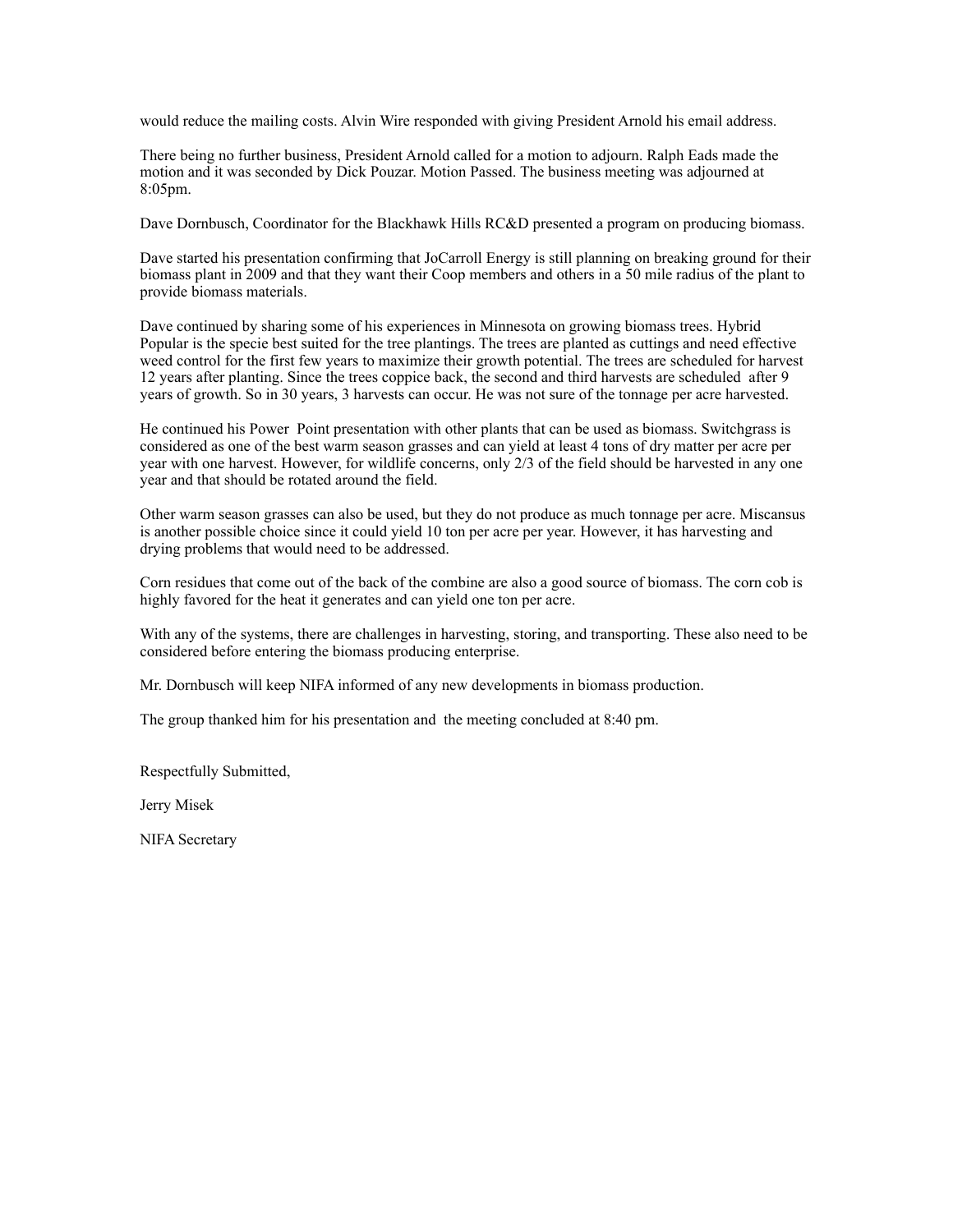would reduce the mailing costs. Alvin Wire responded with giving President Arnold his email address.

There being no further business, President Arnold called for a motion to adjourn. Ralph Eads made the motion and it was seconded by Dick Pouzar. Motion Passed. The business meeting was adjourned at 8:05pm.

Dave Dornbusch, Coordinator for the Blackhawk Hills RC&D presented a program on producing biomass.

Dave started his presentation confirming that JoCarroll Energy is still planning on breaking ground for their biomass plant in 2009 and that they want their Coop members and others in a 50 mile radius of the plant to provide biomass materials.

Dave continued by sharing some of his experiences in Minnesota on growing biomass trees. Hybrid Popular is the specie best suited for the tree plantings. The trees are planted as cuttings and need effective weed control for the first few years to maximize their growth potential. The trees are scheduled for harvest 12 years after planting. Since the trees coppice back, the second and third harvests are scheduled after 9 years of growth. So in 30 years, 3 harvests can occur. He was not sure of the tonnage per acre harvested.

He continued his Power Point presentation with other plants that can be used as biomass. Switchgrass is considered as one of the best warm season grasses and can yield at least 4 tons of dry matter per acre per year with one harvest. However, for wildlife concerns, only 2/3 of the field should be harvested in any one year and that should be rotated around the field.

Other warm season grasses can also be used, but they do not produce as much tonnage per acre. Miscansus is another possible choice since it could yield 10 ton per acre per year. However, it has harvesting and drying problems that would need to be addressed.

Corn residues that come out of the back of the combine are also a good source of biomass. The corn cob is highly favored for the heat it generates and can yield one ton per acre.

With any of the systems, there are challenges in harvesting, storing, and transporting. These also need to be considered before entering the biomass producing enterprise.

Mr. Dornbusch will keep NIFA informed of any new developments in biomass production.

The group thanked him for his presentation and the meeting concluded at 8:40 pm.

Respectfully Submitted,

Jerry Misek

NIFA Secretary